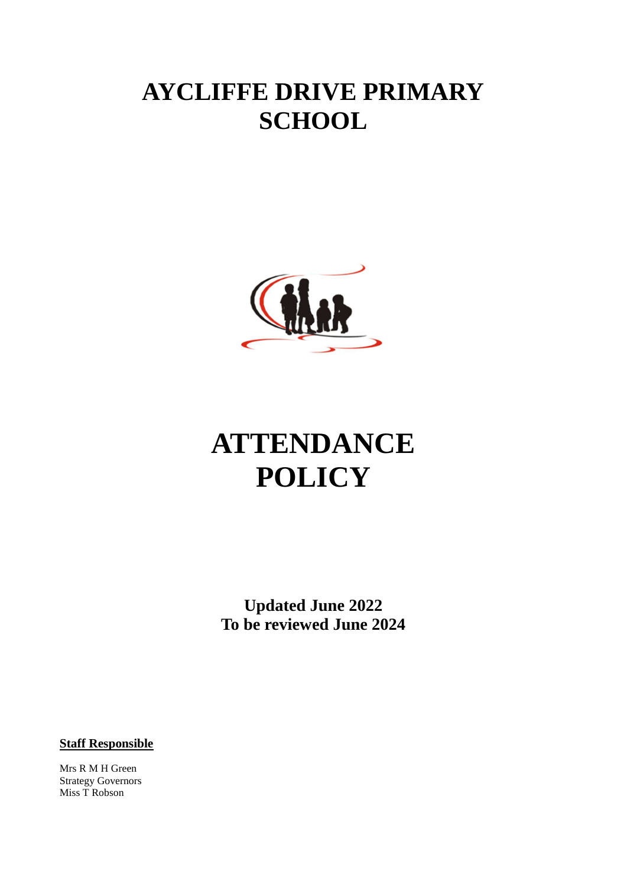# AYCLIFFE DRIVE PRIMARY SCHOOL

# ATTENDANCE POLICY

**Updated June 2022**
**To be reviewed June 2024**

**Staff Responsible**

Mrs R M H Green
Strategy Governors
Miss T Robson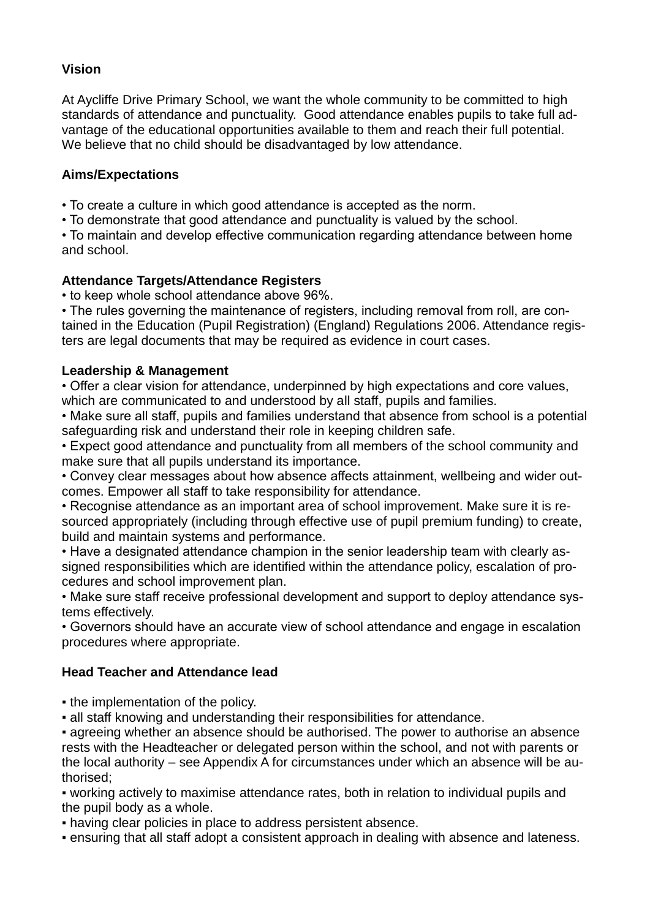**Vision**

At Aycliffe Drive Primary School, we want the whole community to be committed to high standards of attendance and punctuality. Good attendance enables pupils to take full advantage of the educational opportunities available to them and reach their full potential. We believe that no child should be disadvantaged by low attendance.

**Aims/Expectations**

- To create a culture in which good attendance is accepted as the norm.
- To demonstrate that good attendance and punctuality is valued by the school.
- To maintain and develop effective communication regarding attendance between home and school.

**Attendance Targets/Attendance Registers**

- to keep whole school attendance above 96%.
- The rules governing the maintenance of registers, including removal from roll, are contained in the Education (Pupil Registration) (England) Regulations 2006. Attendance registers are legal documents that may be required as evidence in court cases.

**Leadership & Management**

- Offer a clear vision for attendance, underpinned by high expectations and core values, which are communicated to and understood by all staff, pupils and families.
- Make sure all staff, pupils and families understand that absence from school is a potential safeguarding risk and understand their role in keeping children safe.
- Expect good attendance and punctuality from all members of the school community and make sure that all pupils understand its importance.
- Convey clear messages about how absence affects attainment, wellbeing and wider outcomes. Empower all staff to take responsibility for attendance.
- Recognise attendance as an important area of school improvement. Make sure it is resourced appropriately (including through effective use of pupil premium funding) to create, build and maintain systems and performance.
- Have a designated attendance champion in the senior leadership team with clearly assigned responsibilities which are identified within the attendance policy, escalation of procedures and school improvement plan.
- Make sure staff receive professional development and support to deploy attendance systems effectively.
- Governors should have an accurate view of school attendance and engage in escalation procedures where appropriate.

**Head Teacher and Attendance lead**

- the implementation of the policy.
- all staff knowing and understanding their responsibilities for attendance.
- agreeing whether an absence should be authorised. The power to authorise an absence rests with the Headteacher or delegated person within the school, and not with parents or the local authority – see Appendix A for circumstances under which an absence will be authorised;
- working actively to maximise attendance rates, both in relation to individual pupils and the pupil body as a whole.
- having clear policies in place to address persistent absence.
- ensuring that all staff adopt a consistent approach in dealing with absence and lateness.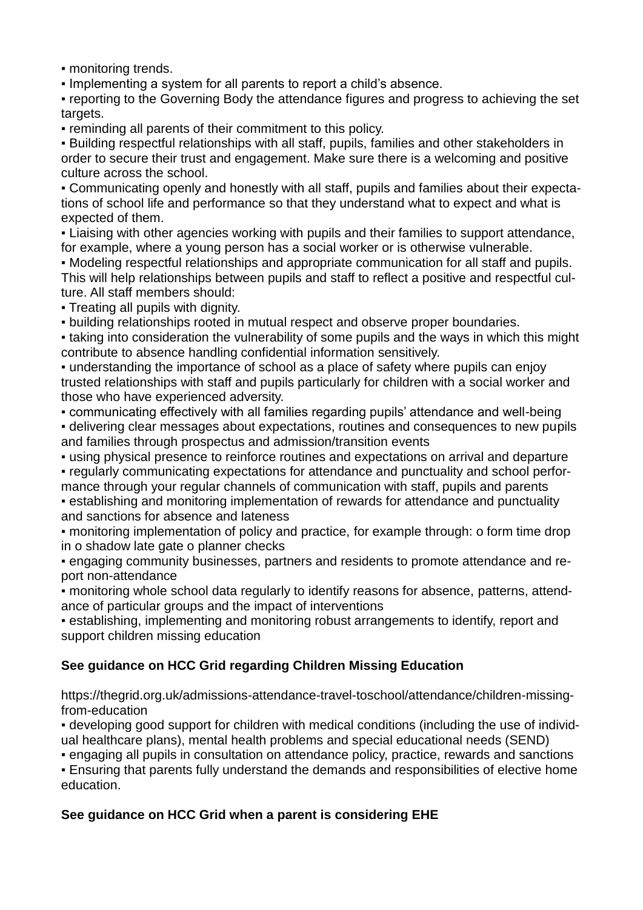- monitoring trends.
- Implementing a system for all parents to report a child's absence.
- reporting to the Governing Body the attendance figures and progress to achieving the set targets.
- reminding all parents of their commitment to this policy.
- Building respectful relationships with all staff, pupils, families and other stakeholders in order to secure their trust and engagement. Make sure there is a welcoming and positive culture across the school.
- Communicating openly and honestly with all staff, pupils and families about their expectations of school life and performance so that they understand what to expect and what is expected of them.
- Liaising with other agencies working with pupils and their families to support attendance, for example, where a young person has a social worker or is otherwise vulnerable.
- Modeling respectful relationships and appropriate communication for all staff and pupils. This will help relationships between pupils and staff to reflect a positive and respectful culture. All staff members should:
- Treating all pupils with dignity.
- building relationships rooted in mutual respect and observe proper boundaries.
- taking into consideration the vulnerability of some pupils and the ways in which this might contribute to absence handling confidential information sensitively.
- understanding the importance of school as a place of safety where pupils can enjoy trusted relationships with staff and pupils particularly for children with a social worker and those who have experienced adversity.
- communicating effectively with all families regarding pupils' attendance and well-being
- delivering clear messages about expectations, routines and consequences to new pupils and families through prospectus and admission/transition events
- using physical presence to reinforce routines and expectations on arrival and departure
- regularly communicating expectations for attendance and punctuality and school performance through your regular channels of communication with staff, pupils and parents
- establishing and monitoring implementation of rewards for attendance and punctuality and sanctions for absence and lateness
- monitoring implementation of policy and practice, for example through: o form time drop in o shadow late gate o planner checks
- engaging community businesses, partners and residents to promote attendance and report non-attendance
- monitoring whole school data regularly to identify reasons for absence, patterns, attendance of particular groups and the impact of interventions
- establishing, implementing and monitoring robust arrangements to identify, report and support children missing education

**See guidance on HCC Grid regarding Children Missing Education**

https://thegrid.org.uk/admissions-attendance-travel-toschool/attendance/children-missing-from-education

- developing good support for children with medical conditions (including the use of individual healthcare plans), mental health problems and special educational needs (SEND)
- engaging all pupils in consultation on attendance policy, practice, rewards and sanctions
- Ensuring that parents fully understand the demands and responsibilities of elective home education.

**See guidance on HCC Grid when a parent is considering EHE**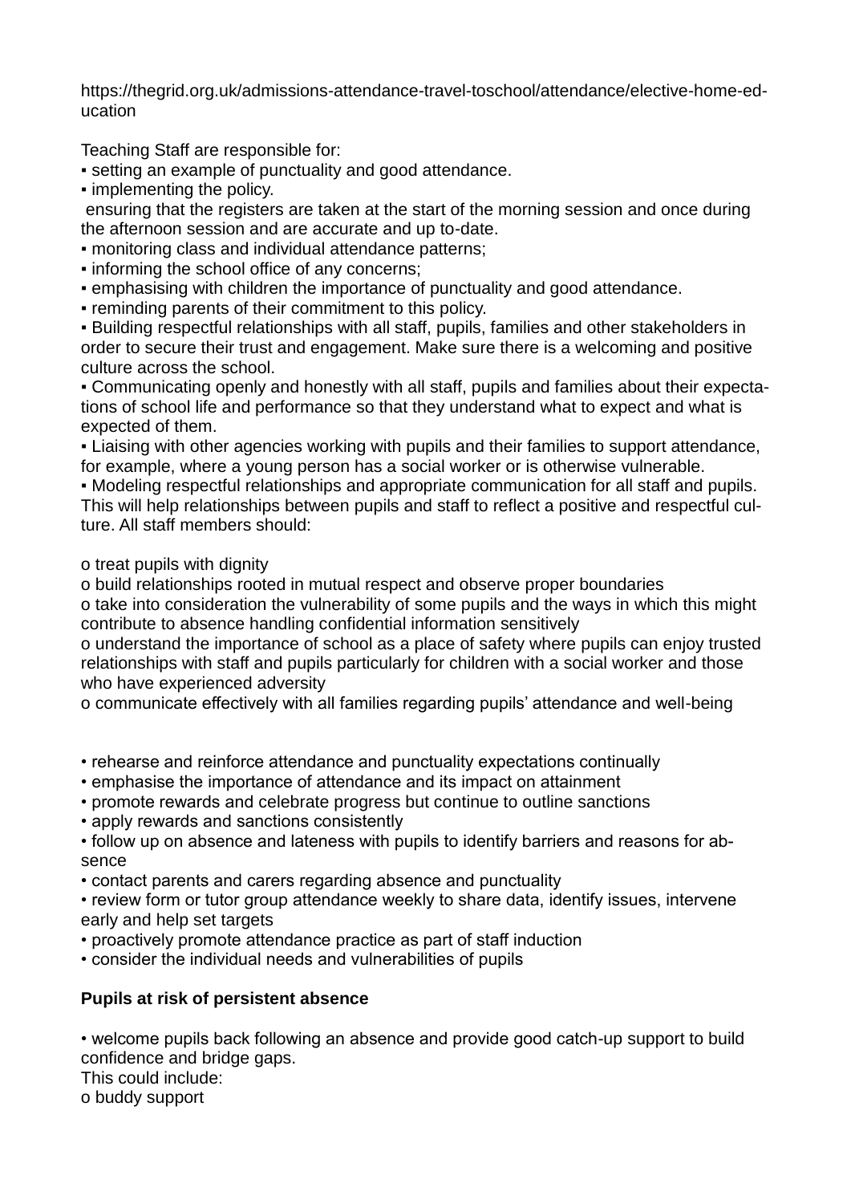https://thegrid.org.uk/admissions-attendance-travel-toschool/attendance/elective-home-education

Teaching Staff are responsible for:

- setting an example of punctuality and good attendance.
- implementing the policy.

ensuring that the registers are taken at the start of the morning session and once during the afternoon session and are accurate and up to-date.

- monitoring class and individual attendance patterns;
- informing the school office of any concerns;
- emphasising with children the importance of punctuality and good attendance.
- reminding parents of their commitment to this policy.
- Building respectful relationships with all staff, pupils, families and other stakeholders in order to secure their trust and engagement. Make sure there is a welcoming and positive culture across the school.
- Communicating openly and honestly with all staff, pupils and families about their expectations of school life and performance so that they understand what to expect and what is expected of them.
- Liaising with other agencies working with pupils and their families to support attendance, for example, where a young person has a social worker or is otherwise vulnerable.
- Modeling respectful relationships and appropriate communication for all staff and pupils. This will help relationships between pupils and staff to reflect a positive and respectful culture. All staff members should:

o treat pupils with dignity

o build relationships rooted in mutual respect and observe proper boundaries

o take into consideration the vulnerability of some pupils and the ways in which this might contribute to absence handling confidential information sensitively

o understand the importance of school as a place of safety where pupils can enjoy trusted relationships with staff and pupils particularly for children with a social worker and those who have experienced adversity

o communicate effectively with all families regarding pupils' attendance and well-being

- rehearse and reinforce attendance and punctuality expectations continually
- emphasise the importance of attendance and its impact on attainment
- promote rewards and celebrate progress but continue to outline sanctions
- apply rewards and sanctions consistently
- follow up on absence and lateness with pupils to identify barriers and reasons for absence
- contact parents and carers regarding absence and punctuality
- review form or tutor group attendance weekly to share data, identify issues, intervene early and help set targets
- proactively promote attendance practice as part of staff induction
- consider the individual needs and vulnerabilities of pupils

**Pupils at risk of persistent absence**

- welcome pupils back following an absence and provide good catch-up support to build confidence and bridge gaps.

This could include:

o buddy support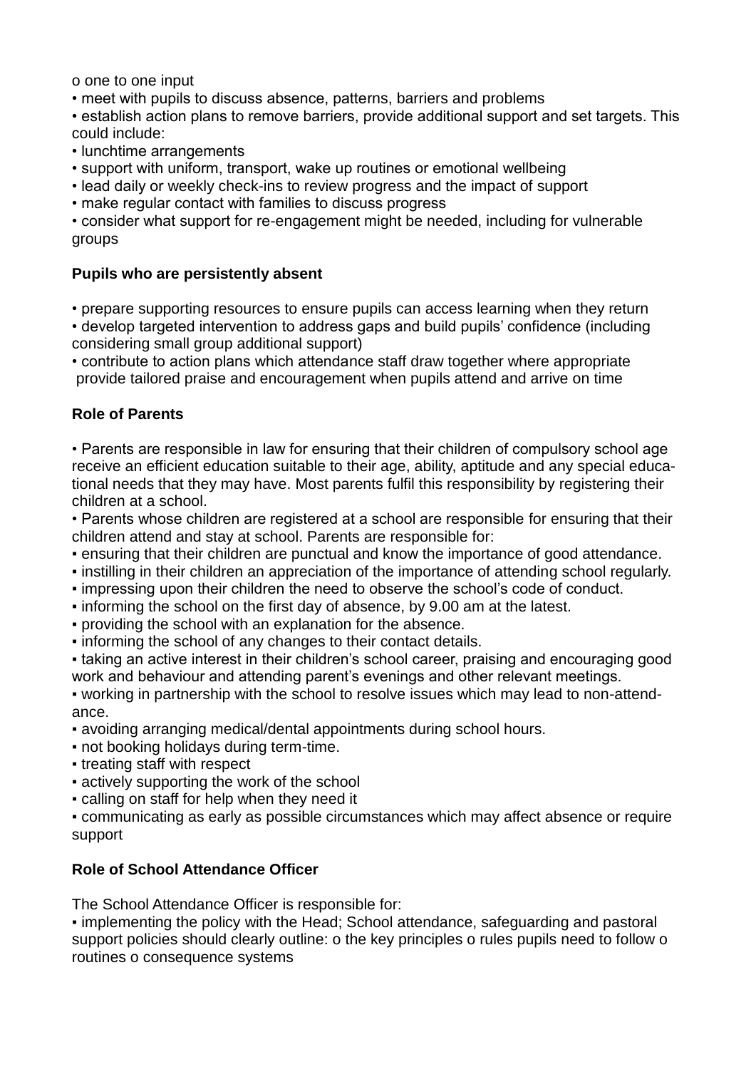o one to one input

- meet with pupils to discuss absence, patterns, barriers and problems
- establish action plans to remove barriers, provide additional support and set targets. This could include:
- lunchtime arrangements
- support with uniform, transport, wake up routines or emotional wellbeing
- lead daily or weekly check-ins to review progress and the impact of support
- make regular contact with families to discuss progress
- consider what support for re-engagement might be needed, including for vulnerable groups

**Pupils who are persistently absent**

- prepare supporting resources to ensure pupils can access learning when they return
- develop targeted intervention to address gaps and build pupils' confidence (including considering small group additional support)
- contribute to action plans which attendance staff draw together where appropriate provide tailored praise and encouragement when pupils attend and arrive on time

**Role of Parents**

- Parents are responsible in law for ensuring that their children of compulsory school age receive an efficient education suitable to their age, ability, aptitude and any special educational needs that they may have. Most parents fulfil this responsibility by registering their children at a school.
- Parents whose children are registered at a school are responsible for ensuring that their children attend and stay at school. Parents are responsible for:
  - ensuring that their children are punctual and know the importance of good attendance.
  - instilling in their children an appreciation of the importance of attending school regularly.
  - impressing upon their children the need to observe the school's code of conduct.
  - informing the school on the first day of absence, by 9.00 am at the latest.
  - providing the school with an explanation for the absence.
  - informing the school of any changes to their contact details.
  - taking an active interest in their children's school career, praising and encouraging good work and behaviour and attending parent's evenings and other relevant meetings.
  - working in partnership with the school to resolve issues which may lead to non-attendance.
  - avoiding arranging medical/dental appointments during school hours.
  - not booking holidays during term-time.
  - treating staff with respect
  - actively supporting the work of the school
  - calling on staff for help when they need it
  - communicating as early as possible circumstances which may affect absence or require support

**Role of School Attendance Officer**

The School Attendance Officer is responsible for:

- implementing the policy with the Head; School attendance, safeguarding and pastoral support policies should clearly outline: o the key principles o rules pupils need to follow o routines o consequence systems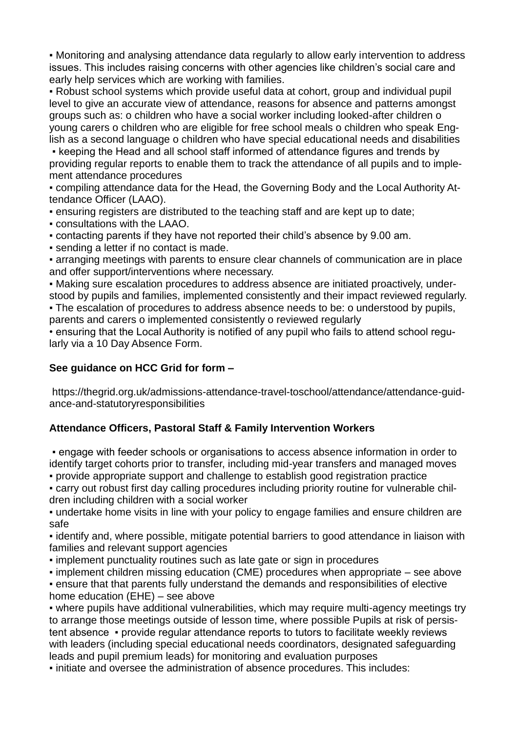- Monitoring and analysing attendance data regularly to allow early intervention to address issues. This includes raising concerns with other agencies like children's social care and early help services which are working with families.
- Robust school systems which provide useful data at cohort, group and individual pupil level to give an accurate view of attendance, reasons for absence and patterns amongst groups such as:
  - children who have a social worker including looked-after children
  - young carers
  - children who are eligible for free school meals
  - children who speak English as a second language
  - children who have special educational needs and disabilities
- keeping the Head and all school staff informed of attendance figures and trends by providing regular reports to enable them to track the attendance of all pupils and to implement attendance procedures
- compiling attendance data for the Head, the Governing Body and the Local Authority Attendance Officer (LAAO).
- ensuring registers are distributed to the teaching staff and are kept up to date;
- consultations with the LAAO.
- contacting parents if they have not reported their child's absence by 9.00 am.
- sending a letter if no contact is made.
- arranging meetings with parents to ensure clear channels of communication are in place and offer support/interventions where necessary.
- Making sure escalation procedures to address absence are initiated proactively, understood by pupils and families, implemented consistently and their impact reviewed regularly.
- The escalation of procedures to address absence needs to be:
  - understood by pupils, parents and carers
  - implemented consistently
  - reviewed regularly
- ensuring that the Local Authority is notified of any pupil who fails to attend school regularly via a 10 Day Absence Form.

**See guidance on HCC Grid for form –**

https://thegrid.org.uk/admissions-attendance-travel-toschool/attendance/attendance-guidance-and-statutoryresponsibilities

**Attendance Officers, Pastoral Staff & Family Intervention Workers**

- engage with feeder schools or organisations to access absence information in order to identify target cohorts prior to transfer, including mid-year transfers and managed moves
- provide appropriate support and challenge to establish good registration practice
- carry out robust first day calling procedures including priority routine for vulnerable children including children with a social worker
- undertake home visits in line with your policy to engage families and ensure children are safe
- identify and, where possible, mitigate potential barriers to good attendance in liaison with families and relevant support agencies
- implement punctuality routines such as late gate or sign in procedures
- implement children missing education (CME) procedures when appropriate – see above
- ensure that that parents fully understand the demands and responsibilities of elective home education (EHE) – see above
- where pupils have additional vulnerabilities, which may require multi-agency meetings try to arrange those meetings outside of lesson time, where possible Pupils at risk of persistent absence
- provide regular attendance reports to tutors to facilitate weekly reviews with leaders (including special educational needs coordinators, designated safeguarding leads and pupil premium leads) for monitoring and evaluation purposes
- initiate and oversee the administration of absence procedures. This includes: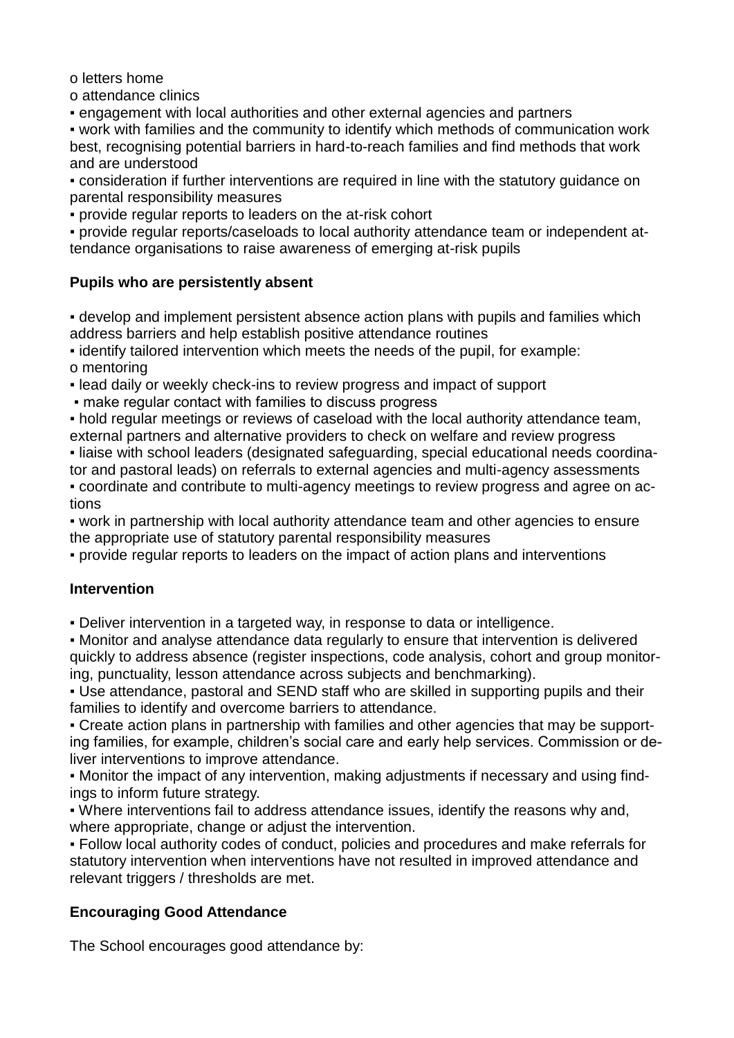- letters home
- attendance clinics

- engagement with local authorities and other external agencies and partners
- work with families and the community to identify which methods of communication work best, recognising potential barriers in hard-to-reach families and find methods that work and are understood
- consideration if further interventions are required in line with the statutory guidance on parental responsibility measures
- provide regular reports to leaders on the at-risk cohort
- provide regular reports/caseloads to local authority attendance team or independent attendance organisations to raise awareness of emerging at-risk pupils

**Pupils who are persistently absent**

- develop and implement persistent absence action plans with pupils and families which address barriers and help establish positive attendance routines
- identify tailored intervention which meets the needs of the pupil, for example:
  - mentoring
- lead daily or weekly check-ins to review progress and impact of support
- make regular contact with families to discuss progress
- hold regular meetings or reviews of caseload with the local authority attendance team, external partners and alternative providers to check on welfare and review progress
- liaise with school leaders (designated safeguarding, special educational needs coordinator and pastoral leads) on referrals to external agencies and multi-agency assessments
- coordinate and contribute to multi-agency meetings to review progress and agree on actions
- work in partnership with local authority attendance team and other agencies to ensure the appropriate use of statutory parental responsibility measures
- provide regular reports to leaders on the impact of action plans and interventions

**Intervention**

- Deliver intervention in a targeted way, in response to data or intelligence.
- Monitor and analyse attendance data regularly to ensure that intervention is delivered quickly to address absence (register inspections, code analysis, cohort and group monitoring, punctuality, lesson attendance across subjects and benchmarking).
- Use attendance, pastoral and SEND staff who are skilled in supporting pupils and their families to identify and overcome barriers to attendance.
- Create action plans in partnership with families and other agencies that may be supporting families, for example, children's social care and early help services. Commission or deliver interventions to improve attendance.
- Monitor the impact of any intervention, making adjustments if necessary and using findings to inform future strategy.
- Where interventions fail to address attendance issues, identify the reasons why and, where appropriate, change or adjust the intervention.
- Follow local authority codes of conduct, policies and procedures and make referrals for statutory intervention when interventions have not resulted in improved attendance and relevant triggers / thresholds are met.

**Encouraging Good Attendance**

The School encourages good attendance by: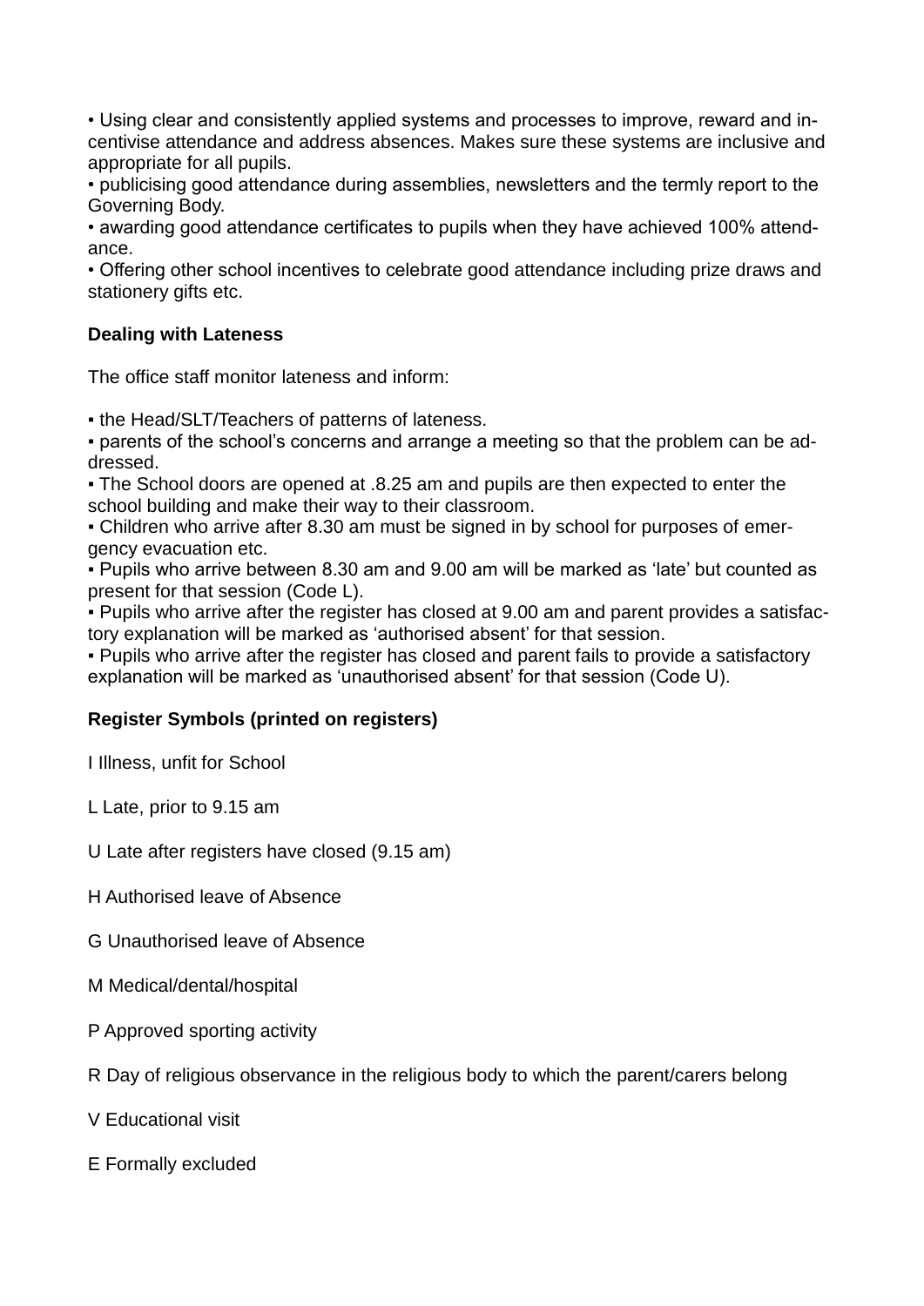• Using clear and consistently applied systems and processes to improve, reward and incentivise attendance and address absences. Makes sure these systems are inclusive and appropriate for all pupils.
• publicising good attendance during assemblies, newsletters and the termly report to the Governing Body.
• awarding good attendance certificates to pupils when they have achieved 100% attendance.
• Offering other school incentives to celebrate good attendance including prize draws and stationery gifts etc.

**Dealing with Lateness**

The office staff monitor lateness and inform:

▪ the Head/SLT/Teachers of patterns of lateness.
▪ parents of the school's concerns and arrange a meeting so that the problem can be addressed.
▪ The School doors are opened at .8.25 am and pupils are then expected to enter the school building and make their way to their classroom.
▪ Children who arrive after 8.30 am must be signed in by school for purposes of emergency evacuation etc.
▪ Pupils who arrive between 8.30 am and 9.00 am will be marked as 'late' but counted as present for that session (Code L).
▪ Pupils who arrive after the register has closed at 9.00 am and parent provides a satisfactory explanation will be marked as 'authorised absent' for that session.
▪ Pupils who arrive after the register has closed and parent fails to provide a satisfactory explanation will be marked as 'unauthorised absent' for that session (Code U).

**Register Symbols (printed on registers)**

I Illness, unfit for School

L Late, prior to 9.15 am

U Late after registers have closed (9.15 am)

H Authorised leave of Absence

G Unauthorised leave of Absence

M Medical/dental/hospital

P Approved sporting activity

R Day of religious observance in the religious body to which the parent/carers belong

V Educational visit

E Formally excluded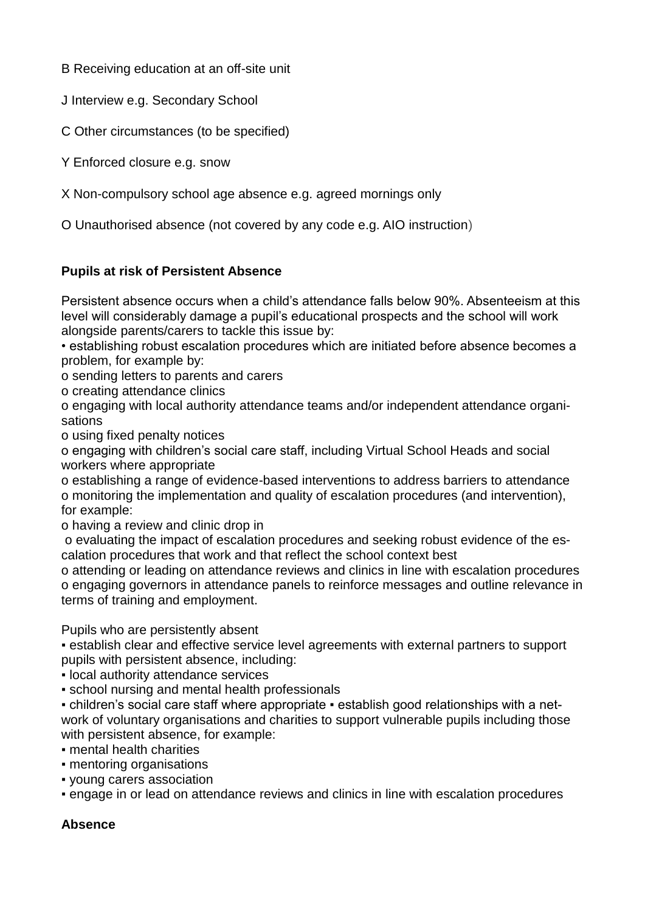B Receiving education at an off-site unit

J Interview e.g. Secondary School

C Other circumstances (to be specified)

Y Enforced closure e.g. snow

X Non-compulsory school age absence e.g. agreed mornings only

O Unauthorised absence (not covered by any code e.g. AIO instruction)

**Pupils at risk of Persistent Absence**

Persistent absence occurs when a child's attendance falls below 90%. Absenteeism at this level will considerably damage a pupil's educational prospects and the school will work alongside parents/carers to tackle this issue by:

• establishing robust escalation procedures which are initiated before absence becomes a problem, for example by:

o sending letters to parents and carers
o creating attendance clinics
o engaging with local authority attendance teams and/or independent attendance organisations
o using fixed penalty notices
o engaging with children's social care staff, including Virtual School Heads and social workers where appropriate
o establishing a range of evidence-based interventions to address barriers to attendance
o monitoring the implementation and quality of escalation procedures (and intervention), for example:
o having a review and clinic drop in
o evaluating the impact of escalation procedures and seeking robust evidence of the escalation procedures that work and that reflect the school context best
o attending or leading on attendance reviews and clinics in line with escalation procedures
o engaging governors in attendance panels to reinforce messages and outline relevance in terms of training and employment.

Pupils who are persistently absent

▪ establish clear and effective service level agreements with external partners to support pupils with persistent absence, including:
▪ local authority attendance services
▪ school nursing and mental health professionals
▪ children's social care staff where appropriate ▪ establish good relationships with a network of voluntary organisations and charities to support vulnerable pupils including those with persistent absence, for example:
▪ mental health charities
▪ mentoring organisations
▪ young carers association
▪ engage in or lead on attendance reviews and clinics in line with escalation procedures

**Absence**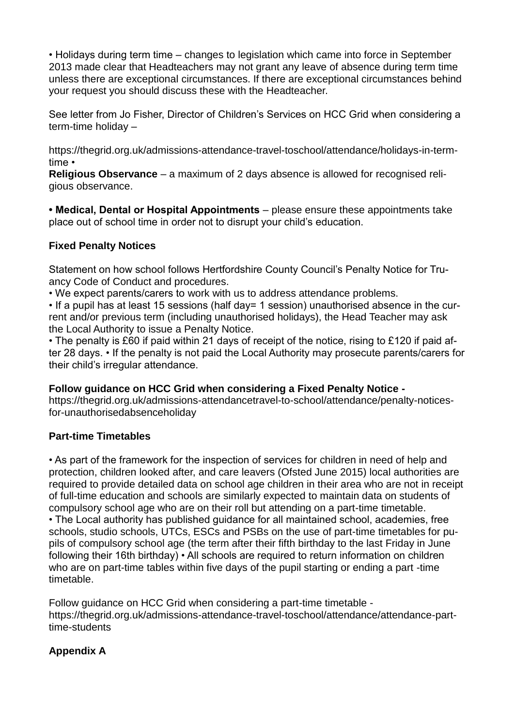• Holidays during term time – changes to legislation which came into force in September 2013 made clear that Headteachers may not grant any leave of absence during term time unless there are exceptional circumstances. If there are exceptional circumstances behind your request you should discuss these with the Headteacher.

See letter from Jo Fisher, Director of Children's Services on HCC Grid when considering a term-time holiday –

https://thegrid.org.uk/admissions-attendance-travel-toschool/attendance/holidays-in-term-time •
**Religious Observance** – a maximum of 2 days absence is allowed for recognised religious observance.

**• Medical, Dental or Hospital Appointments** – please ensure these appointments take place out of school time in order not to disrupt your child's education.

**Fixed Penalty Notices**

Statement on how school follows Hertfordshire County Council's Penalty Notice for Truancy Code of Conduct and procedures.
• We expect parents/carers to work with us to address attendance problems.
• If a pupil has at least 15 sessions (half day= 1 session) unauthorised absence in the current and/or previous term (including unauthorised holidays), the Head Teacher may ask the Local Authority to issue a Penalty Notice.
• The penalty is £60 if paid within 21 days of receipt of the notice, rising to £120 if paid after 28 days. • If the penalty is not paid the Local Authority may prosecute parents/carers for their child's irregular attendance.

**Follow guidance on HCC Grid when considering a Fixed Penalty Notice -**
https://thegrid.org.uk/admissions-attendancetravel-to-school/attendance/penalty-notices-for-unauthorisedabsenceholiday

**Part-time Timetables**

• As part of the framework for the inspection of services for children in need of help and protection, children looked after, and care leavers (Ofsted June 2015) local authorities are required to provide detailed data on school age children in their area who are not in receipt of full-time education and schools are similarly expected to maintain data on students of compulsory school age who are on their roll but attending on a part-time timetable.
• The Local authority has published guidance for all maintained school, academies, free schools, studio schools, UTCs, ESCs and PSBs on the use of part-time timetables for pupils of compulsory school age (the term after their fifth birthday to the last Friday in June following their 16th birthday) • All schools are required to return information on children who are on part-time tables within five days of the pupil starting or ending a part -time timetable.

Follow guidance on HCC Grid when considering a part-time timetable -
https://thegrid.org.uk/admissions-attendance-travel-toschool/attendance/attendance-part-time-students

**Appendix A**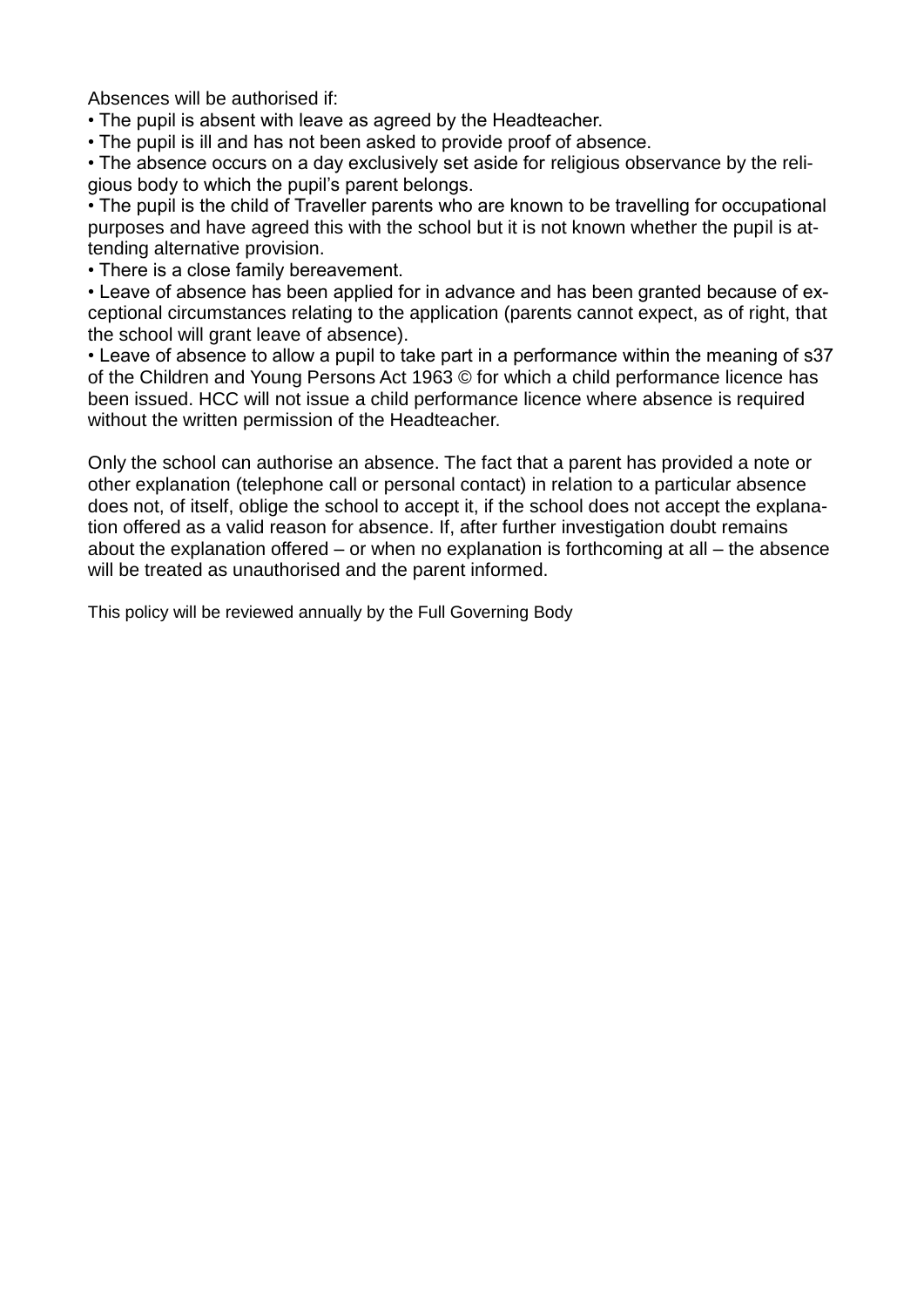Absences will be authorised if:

- The pupil is absent with leave as agreed by the Headteacher.
- The pupil is ill and has not been asked to provide proof of absence.
- The absence occurs on a day exclusively set aside for religious observance by the religious body to which the pupil's parent belongs.
- The pupil is the child of Traveller parents who are known to be travelling for occupational purposes and have agreed this with the school but it is not known whether the pupil is attending alternative provision.
- There is a close family bereavement.
- Leave of absence has been applied for in advance and has been granted because of exceptional circumstances relating to the application (parents cannot expect, as of right, that the school will grant leave of absence).
- Leave of absence to allow a pupil to take part in a performance within the meaning of s37 of the Children and Young Persons Act 1963 © for which a child performance licence has been issued. HCC will not issue a child performance licence where absence is required without the written permission of the Headteacher.

Only the school can authorise an absence. The fact that a parent has provided a note or other explanation (telephone call or personal contact) in relation to a particular absence does not, of itself, oblige the school to accept it, if the school does not accept the explanation offered as a valid reason for absence. If, after further investigation doubt remains about the explanation offered – or when no explanation is forthcoming at all – the absence will be treated as unauthorised and the parent informed.

This policy will be reviewed annually by the Full Governing Body